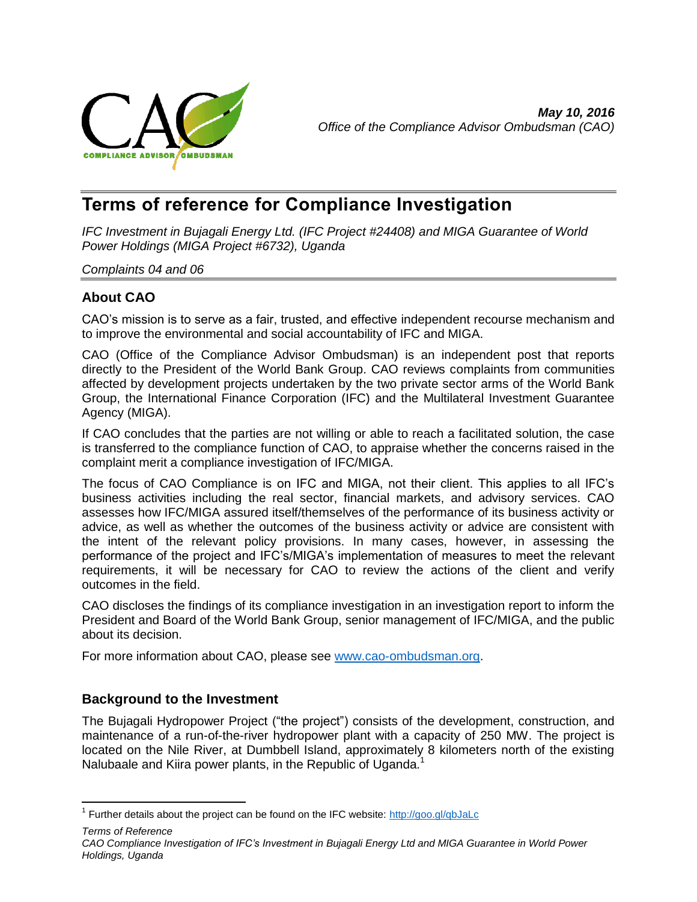*May 10, 2016*
*Office of the Compliance Advisor Ombudsman (CAO)*

# Terms of reference for Compliance Investigation

*IFC Investment in Bujagali Energy Ltd. (IFC Project #24408) and MIGA Guarantee of World Power Holdings (MIGA Project #6732), Uganda*

*Complaints 04 and 06*

## About CAO

CAO's mission is to serve as a fair, trusted, and effective independent recourse mechanism and to improve the environmental and social accountability of IFC and MIGA.

CAO (Office of the Compliance Advisor Ombudsman) is an independent post that reports directly to the President of the World Bank Group. CAO reviews complaints from communities affected by development projects undertaken by the two private sector arms of the World Bank Group, the International Finance Corporation (IFC) and the Multilateral Investment Guarantee Agency (MIGA).

If CAO concludes that the parties are not willing or able to reach a facilitated solution, the case is transferred to the compliance function of CAO, to appraise whether the concerns raised in the complaint merit a compliance investigation of IFC/MIGA.

The focus of CAO Compliance is on IFC and MIGA, not their client. This applies to all IFC's business activities including the real sector, financial markets, and advisory services. CAO assesses how IFC/MIGA assured itself/themselves of the performance of its business activity or advice, as well as whether the outcomes of the business activity or advice are consistent with the intent of the relevant policy provisions. In many cases, however, in assessing the performance of the project and IFC's/MIGA's implementation of measures to meet the relevant requirements, it will be necessary for CAO to review the actions of the client and verify outcomes in the field.

CAO discloses the findings of its compliance investigation in an investigation report to inform the President and Board of the World Bank Group, senior management of IFC/MIGA, and the public about its decision.

For more information about CAO, please see [www.cao-ombudsman.org](http://www.cao-ombudsman.org).

## Background to the Investment

The Bujagali Hydropower Project ("the project") consists of the development, construction, and maintenance of a run-of-the-river hydropower plant with a capacity of 250 MW. The project is located on the Nile River, at Dumbbell Island, approximately 8 kilometers north of the existing Nalubaale and Kiira power plants, in the Republic of Uganda.[1]

[1] Further details about the project can be found on the IFC website: [http://goo.gl/qbJaLc](http://goo.gl/qbJaLc)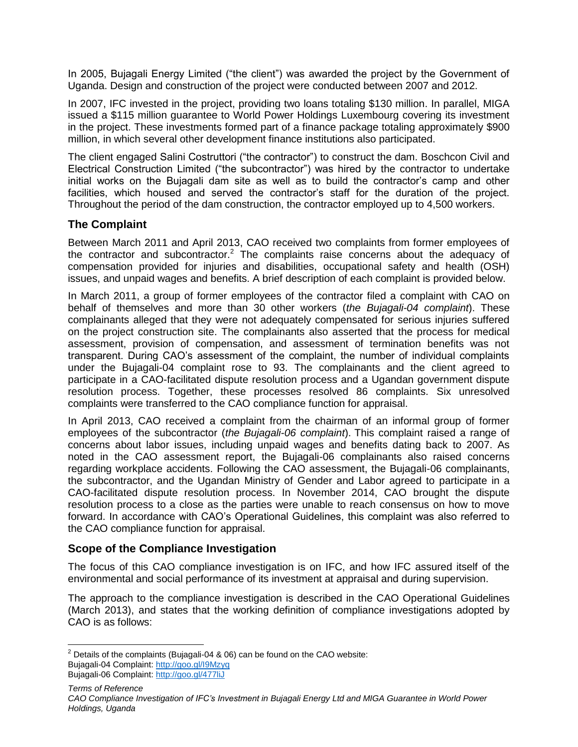In 2005, Bujagali Energy Limited ("the client") was awarded the project by the Government of Uganda. Design and construction of the project were conducted between 2007 and 2012.

In 2007, IFC invested in the project, providing two loans totaling $130 million. In parallel, MIGA issued a $115 million guarantee to World Power Holdings Luxembourg covering its investment in the project. These investments formed part of a finance package totaling approximately $900 million, in which several other development finance institutions also participated.

The client engaged Salini Costruttori ("the contractor") to construct the dam. Boschcon Civil and Electrical Construction Limited ("the subcontractor") was hired by the contractor to undertake initial works on the Bujagali dam site as well as to build the contractor's camp and other facilities, which housed and served the contractor's staff for the duration of the project. Throughout the period of the dam construction, the contractor employed up to 4,500 workers.

## The Complaint

Between March 2011 and April 2013, CAO received two complaints from former employees of the contractor and subcontractor.[2] The complaints raise concerns about the adequacy of compensation provided for injuries and disabilities, occupational safety and health (OSH) issues, and unpaid wages and benefits. A brief description of each complaint is provided below.

In March 2011, a group of former employees of the contractor filed a complaint with CAO on behalf of themselves and more than 30 other workers (*the Bujagali-04 complaint*). These complainants alleged that they were not adequately compensated for serious injuries suffered on the project construction site. The complainants also asserted that the process for medical assessment, provision of compensation, and assessment of termination benefits was not transparent. During CAO's assessment of the complaint, the number of individual complaints under the Bujagali-04 complaint rose to 93. The complainants and the client agreed to participate in a CAO-facilitated dispute resolution process and a Ugandan government dispute resolution process. Together, these processes resolved 86 complaints. Six unresolved complaints were transferred to the CAO compliance function for appraisal.

In April 2013, CAO received a complaint from the chairman of an informal group of former employees of the subcontractor (*the Bujagali-06 complaint*). This complaint raised a range of concerns about labor issues, including unpaid wages and benefits dating back to 2007. As noted in the CAO assessment report, the Bujagali-06 complainants also raised concerns regarding workplace accidents. Following the CAO assessment, the Bujagali-06 complainants, the subcontractor, and the Ugandan Ministry of Gender and Labor agreed to participate in a CAO-facilitated dispute resolution process. In November 2014, CAO brought the dispute resolution process to a close as the parties were unable to reach consensus on how to move forward. In accordance with CAO's Operational Guidelines, this complaint was also referred to the CAO compliance function for appraisal.

## Scope of the Compliance Investigation

The focus of this CAO compliance investigation is on IFC, and how IFC assured itself of the environmental and social performance of its investment at appraisal and during supervision.

The approach to the compliance investigation is described in the CAO Operational Guidelines (March 2013), and states that the working definition of compliance investigations adopted by CAO is as follows:

[2] Details of the complaints (Bujagali-04 & 06) can be found on the CAO website:
Bujagali-04 Complaint: http://goo.gl/I9Mzyq
Bujagali-06 Complaint: http://goo.gl/477liJ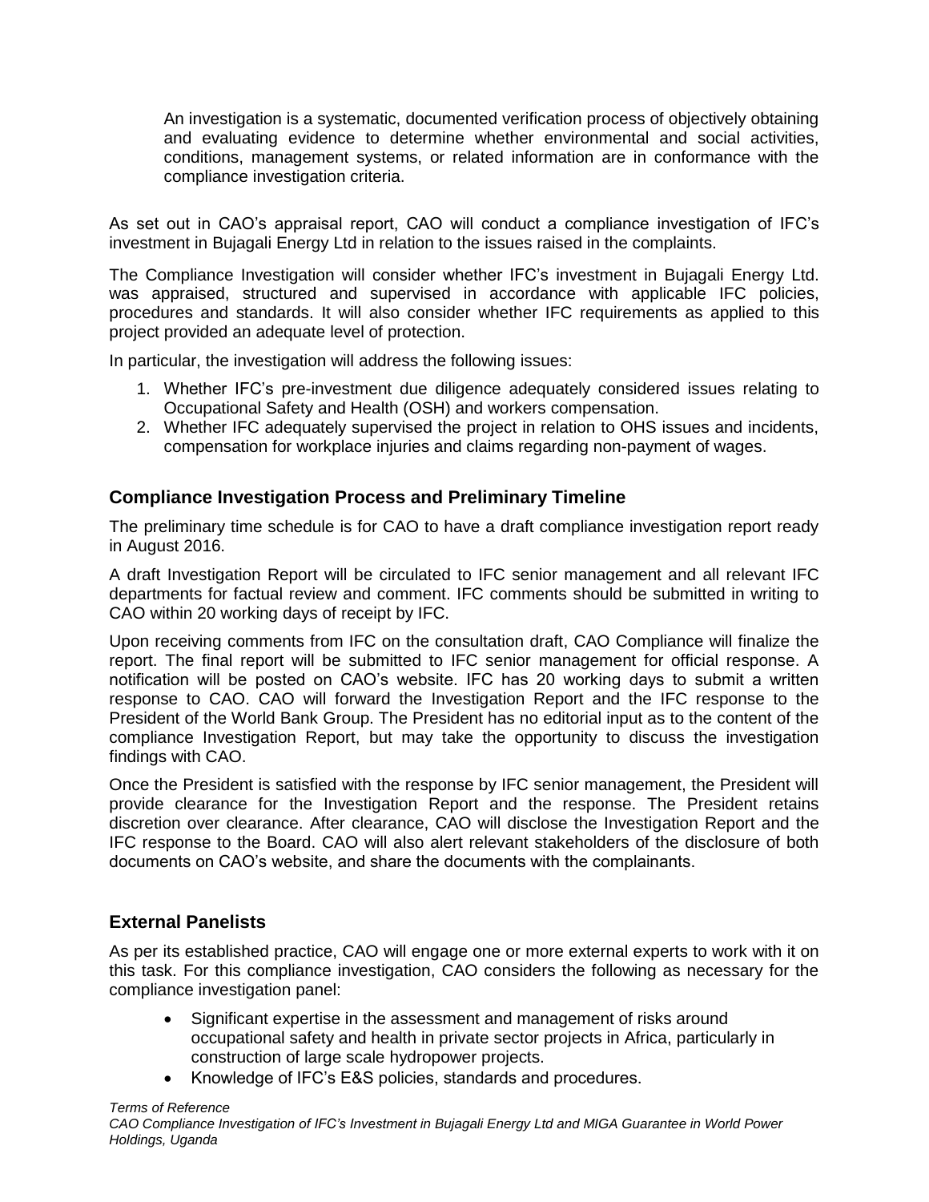An investigation is a systematic, documented verification process of objectively obtaining and evaluating evidence to determine whether environmental and social activities, conditions, management systems, or related information are in conformance with the compliance investigation criteria.

As set out in CAO's appraisal report, CAO will conduct a compliance investigation of IFC's investment in Bujagali Energy Ltd in relation to the issues raised in the complaints.

The Compliance Investigation will consider whether IFC's investment in Bujagali Energy Ltd. was appraised, structured and supervised in accordance with applicable IFC policies, procedures and standards. It will also consider whether IFC requirements as applied to this project provided an adequate level of protection.

In particular, the investigation will address the following issues:

1. Whether IFC's pre-investment due diligence adequately considered issues relating to Occupational Safety and Health (OSH) and workers compensation.
2. Whether IFC adequately supervised the project in relation to OHS issues and incidents, compensation for workplace injuries and claims regarding non-payment of wages.

## Compliance Investigation Process and Preliminary Timeline

The preliminary time schedule is for CAO to have a draft compliance investigation report ready in August 2016.

A draft Investigation Report will be circulated to IFC senior management and all relevant IFC departments for factual review and comment. IFC comments should be submitted in writing to CAO within 20 working days of receipt by IFC.

Upon receiving comments from IFC on the consultation draft, CAO Compliance will finalize the report. The final report will be submitted to IFC senior management for official response. A notification will be posted on CAO's website. IFC has 20 working days to submit a written response to CAO. CAO will forward the Investigation Report and the IFC response to the President of the World Bank Group. The President has no editorial input as to the content of the compliance Investigation Report, but may take the opportunity to discuss the investigation findings with CAO.

Once the President is satisfied with the response by IFC senior management, the President will provide clearance for the Investigation Report and the response. The President retains discretion over clearance. After clearance, CAO will disclose the Investigation Report and the IFC response to the Board. CAO will also alert relevant stakeholders of the disclosure of both documents on CAO's website, and share the documents with the complainants.

## External Panelists

As per its established practice, CAO will engage one or more external experts to work with it on this task. For this compliance investigation, CAO considers the following as necessary for the compliance investigation panel:

- Significant expertise in the assessment and management of risks around occupational safety and health in private sector projects in Africa, particularly in construction of large scale hydropower projects.
- Knowledge of IFC's E&S policies, standards and procedures.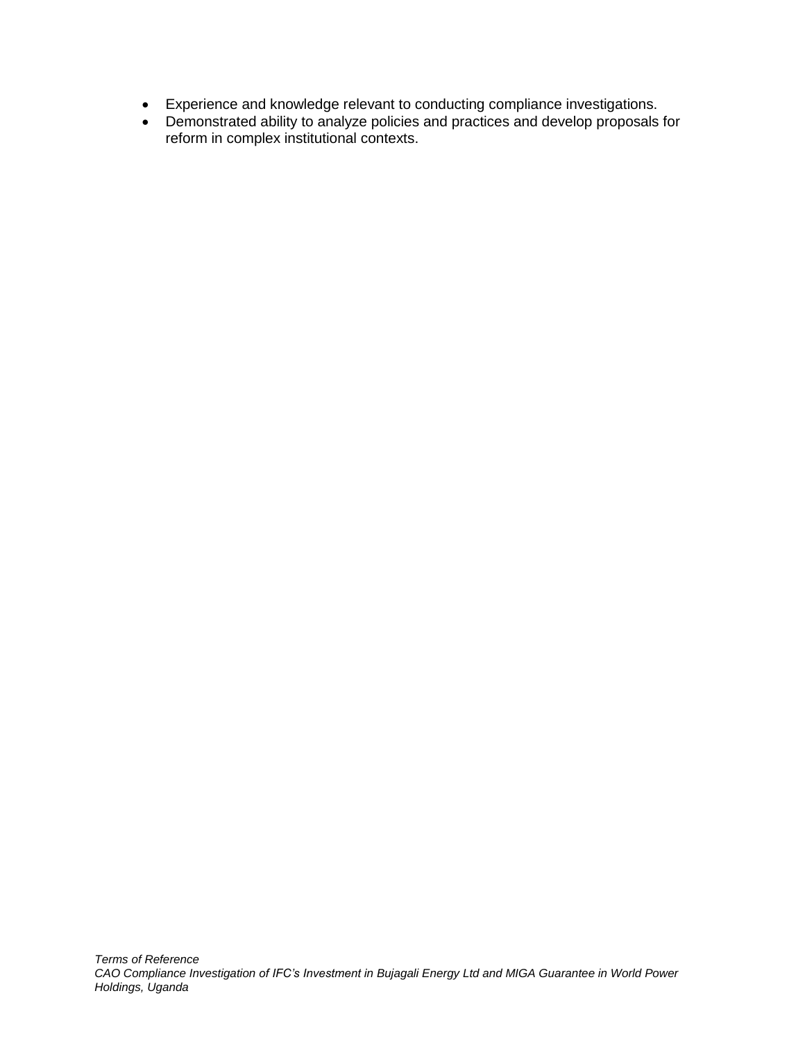- Experience and knowledge relevant to conducting compliance investigations.
- Demonstrated ability to analyze policies and practices and develop proposals for reform in complex institutional contexts.